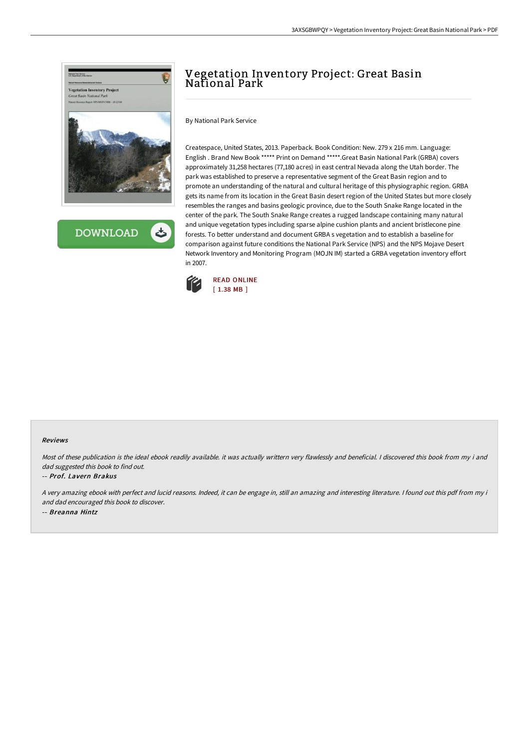# Vegetation Inventory Project: Great Basin National Park

By National Park Service

Createspace, United States, 2013. Paperback. Book Condition: New. 279 x 216 mm. Language: English . Brand New Book ***** Print on Demand *****.Great Basin National Park (GRBA) covers approximately 31,258 hectares (77,180 acres) in east central Nevada along the Utah border. The park was established to preserve a representative segment of the Great Basin region and to promote an understanding of the natural and cultural heritage of this physiographic region. GRBA gets its name from its location in the Great Basin desert region of the United States but more closely resembles the ranges and basins geologic province, due to the South Snake Range located in the center of the park. The South Snake Range creates a rugged landscape containing many natural and unique vegetation types including sparse alpine cushion plants and ancient bristlecone pine forests. To better understand and document GRBA s vegetation and to establish a baseline for comparison against future conditions the National Park Service (NPS) and the NPS Mojave Desert Network Inventory and Monitoring Program (MOJN IM) started a GRBA vegetation inventory effort in 2007.

DOWNLOAD

READ ONLINE
[ 1.38 MB ]

### Reviews

*Most of these publication is the ideal ebook readily available. it was actually writtern very flawlessly and beneficial. I discovered this book from my i and dad suggested this book to find out.*

-- *Prof. Lavern Brakus*

*A very amazing ebook with perfect and lucid reasons. Indeed, it can be engage in, still an amazing and interesting literature. I found out this pdf from my i and dad encouraged this book to discover.*

-- *Breanna Hintz*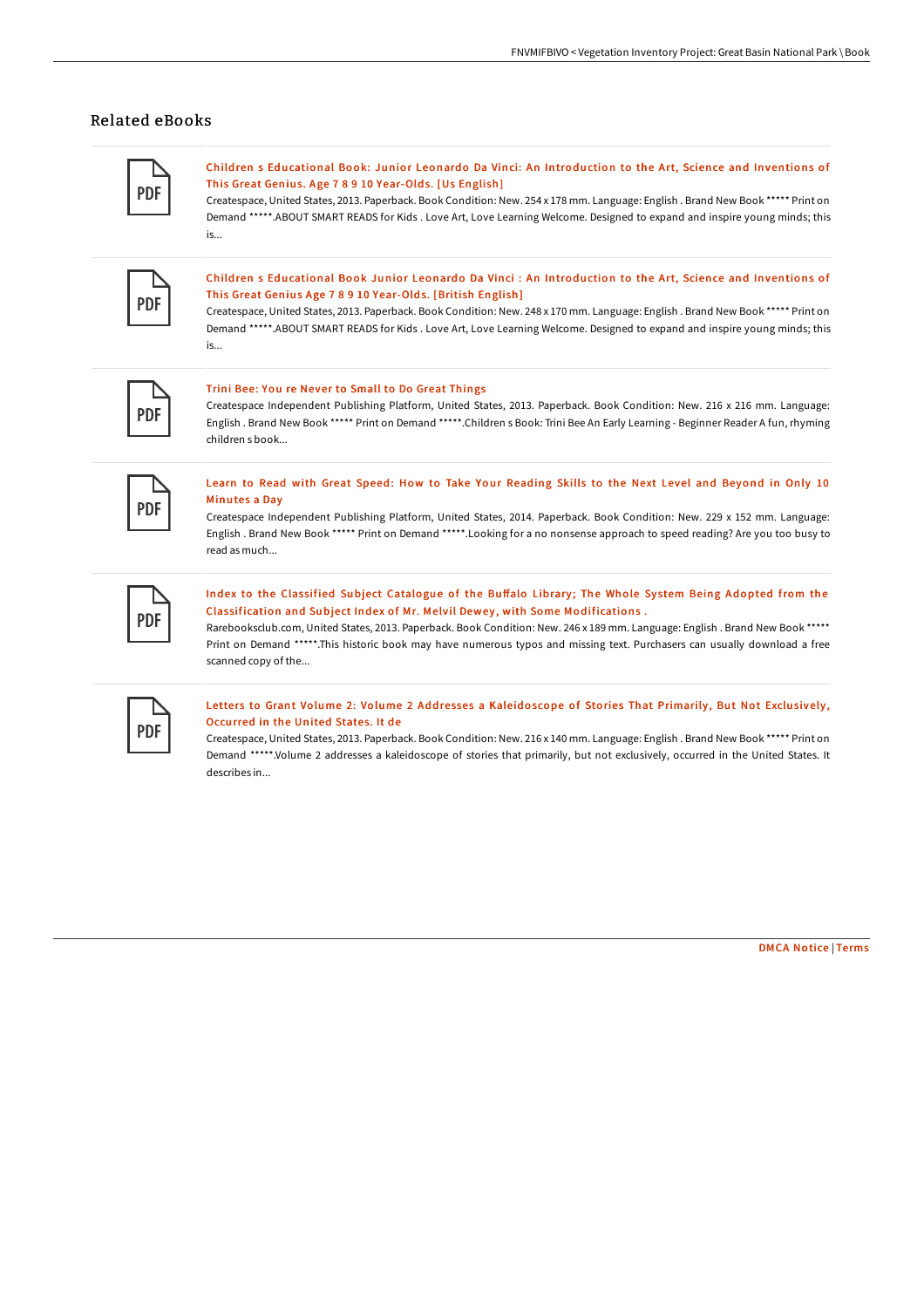## Related eBooks

**Children s Educational Book: Junior Leonardo Da Vinci: An Introduction to the Art, Science and Inventions of This Great Genius. Age 7 8 9 10 Year-Olds. [Us English]**

Createspace, United States, 2013. Paperback. Book Condition: New. 254 x 178 mm. Language: English . Brand New Book ***** Print on Demand *****.ABOUT SMART READS for Kids . Love Art, Love Learning Welcome. Designed to expand and inspire young minds; this is...

**Children s Educational Book Junior Leonardo Da Vinci : An Introduction to the Art, Science and Inventions of This Great Genius Age 7 8 9 10 Year-Olds. [British English]**

Createspace, United States, 2013. Paperback. Book Condition: New. 248 x 170 mm. Language: English . Brand New Book ***** Print on Demand *****.ABOUT SMART READS for Kids . Love Art, Love Learning Welcome. Designed to expand and inspire young minds; this is...

**Trini Bee: You re Never to Small to Do Great Things**

Createspace Independent Publishing Platform, United States, 2013. Paperback. Book Condition: New. 216 x 216 mm. Language: English . Brand New Book ***** Print on Demand *****.Children s Book: Trini Bee An Early Learning - Beginner Reader A fun, rhyming children s book...

**Learn to Read with Great Speed: How to Take Your Reading Skills to the Next Level and Beyond in Only 10 Minutes a Day**

Createspace Independent Publishing Platform, United States, 2014. Paperback. Book Condition: New. 229 x 152 mm. Language: English . Brand New Book ***** Print on Demand *****.Looking for a no nonsense approach to speed reading? Are you too busy to read as much...

**Index to the Classified Subject Catalogue of the Buffalo Library; The Whole System Being Adopted from the Classification and Subject Index of Mr. Melvil Dewey, with Some Modifications .**

Rarebooksclub.com, United States, 2013. Paperback. Book Condition: New. 246 x 189 mm. Language: English . Brand New Book ***** Print on Demand *****.This historic book may have numerous typos and missing text. Purchasers can usually download a free scanned copy of the...

**Letters to Grant Volume 2: Volume 2 Addresses a Kaleidoscope of Stories That Primarily, But Not Exclusively, Occurred in the United States. It de**

Createspace, United States, 2013. Paperback. Book Condition: New. 216 x 140 mm. Language: English . Brand New Book ***** Print on Demand *****.Volume 2 addresses a kaleidoscope of stories that primarily, but not exclusively, occurred in the United States. It describes in...